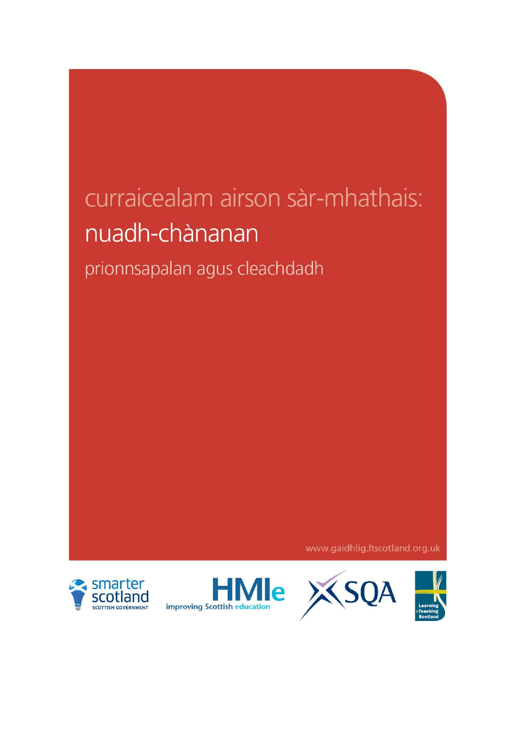# curraicealam airson sàr-mhathais:

## nuadh-chànanan

prionnsapalan agus cleachdadh

www.gaidhlig.ltscotland.org.uk

smarter scotland
SCOTTISH GOVERNMENT

HMIe
improving Scottish education

SQA

Learning
+Teaching
Scotland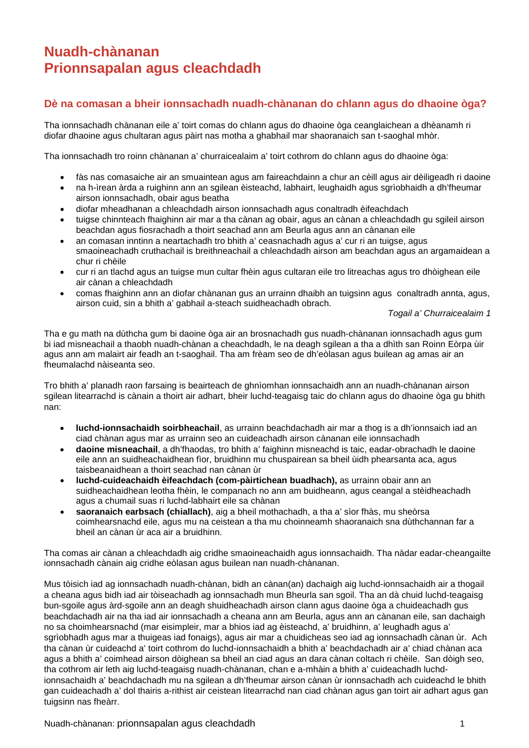# Nuadh-chànanan
# Prionnsapalan agus cleachdadh

## Dè na comasan a bheir ionnsachadh nuadh-chànanan do chlann agus do dhaoine òga?

Tha ionnsachadh chànanan eile a' toirt comas do chlann agus do dhaoine òga ceanglaichean a dhèanamh ri diofar dhaoine agus chultaran agus pàirt nas motha a ghabhail mar shaoranaich san t-saoghal mhòr.

Tha ionnsachadh tro roinn chànanan a' churraicealaim a' toirt cothrom do chlann agus do dhaoine òga:

- fàs nas comasaiche air an smuaintean agus am faireachdainn a chur an cèill agus air dèiligeadh ri daoine
- na h-ìrean àrda a ruighinn ann an sgilean èisteachd, labhairt, leughaidh agus sgrìobhaidh a dh'fheumar airson ionnsachadh, obair agus beatha
- diofar mheadhanan a chleachdadh airson ionnsachadh agus conaltradh èifeachdach
- tuigse chinnteach fhaighinn air mar a tha cànan ag obair, agus an cànan a chleachdadh gu sgileil airson beachdan agus fiosrachadh a thoirt seachad ann am Beurla agus ann an cànanan eile
- an comasan inntinn a neartachadh tro bhith a' ceasnachadh agus a' cur ri an tuigse, agus smaoineachadh cruthachail is breithneachail a chleachdadh airson am beachdan agus an argamaidean a chur ri chèile
- cur ri an tlachd agus an tuigse mun cultar fhèin agus cultaran eile tro litreachas agus tro dhòighean eile air cànan a chleachdadh
- comas fhaighinn ann an diofar chànanan gus an urrainn dhaibh an tuigsinn agus conaltradh annta, agus, airson cuid, sin a bhith a' gabhail a-steach suidheachadh obrach.

*Togail a' Churraicealaim 1*

Tha e gu math na dùthcha gum bi daoine òga air an brosnachadh gus nuadh-chànanan ionnsachadh agus gum bi iad misneachail a thaobh nuadh-chànan a cheachdadh, le na deagh sgilean a tha a dhìth san Roinn Eòrpa ùir agus ann am malairt air feadh an t-saoghail. Tha am frèam seo de dh'eòlasan agus builean ag amas air an fheumalachd nàiseanta seo.

Tro bhith a' planadh raon farsaing is beairteach de ghnìomhan ionnsachaidh ann an nuadh-chànanan airson sgilean litearrachd is cànain a thoirt air adhart, bheir luchd-teagaisg taic do chlann agus do dhaoine òga gu bhith nan:

- **luchd-ionnsachaidh soirbheachail**, as urrainn beachdachadh air mar a thog is a dh'ionnsaich iad an ciad chànan agus mar as urrainn seo an cuideachadh airson cànanan eile ionnsachadh
- **daoine misneachail**, a dh'fhaodas, tro bhith a' faighinn misneachd is taic, eadar-obrachadh le daoine eile ann an suidheachaidhean fìor, bruidhinn mu chuspairean sa bheil ùidh phearsanta aca, agus taisbeanaidhean a thoirt seachad nan cànan ùr
- **luchd-cuideachaidh èifeachdach (com-pàirtichean buadhach),** as urrainn obair ann an suidheachaidhean leotha fhèin, le companach no ann am buidheann, agus ceangal a stèidheachadh agus a chumail suas ri luchd-labhairt eile sa chànan
- **saoranaich earbsach (chiallach)**, aig a bheil mothachadh, a tha a' sìor fhàs, mu sheòrsa coimhearsnachd eile, agus mu na ceistean a tha mu choinneamh shaoranaich sna dùthchannan far a bheil an cànan ùr aca air a bruidhinn.

Tha comas air cànan a chleachdadh aig cridhe smaoineachaidh agus ionnsachaidh. Tha nàdar eadar-cheangailte ionnsachadh cànain aig cridhe eòlasan agus builean nan nuadh-chànanan.

Mus tòisich iad ag ionnsachadh nuadh-chànan, bidh an cànan(an) dachaigh aig luchd-ionnsachaidh air a thogail a cheana agus bidh iad air tòiseachadh ag ionnsachadh mun Bheurla san sgoil. Tha an dà chuid luchd-teagaisg bun-sgoile agus àrd-sgoile ann an deagh shuidheachadh airson clann agus daoine òga a chuideachadh gus beachdachadh air na tha iad air ionnsachadh a cheana ann am Beurla, agus ann an cànanan eile, san dachaigh no sa choimhearsnachd (mar eisimpleir, mar a bhios iad ag èisteachd, a' bruidhinn, a' leughadh agus a' sgrìobhadh agus mar a thuigeas iad fonaigs), agus air mar a chuidicheas seo iad ag ionnsachadh cànan ùr. Ach tha cànan ùr cuideachd a' toirt cothrom do luchd-ionnsachaidh a bhith a' beachdachadh air a' chiad chànan aca agus a bhith a' coimhead airson dòighean sa bheil an ciad agus an dara cànan coltach ri chèile. San dòigh seo, tha cothrom air leth aig luchd-teagaisg nuadh-chànanan, chan e a-mhàin a bhith a' cuideachadh luchd-ionnsachaidh a' beachdachadh mu na sgilean a dh'fheumar airson cànan ùr ionnsachadh ach cuideachd le bhith gan cuideachadh a' dol thairis a-rithist air ceistean litearrachd nan ciad chànan agus gan toirt air adhart agus gan tuigsinn nas fheàrr.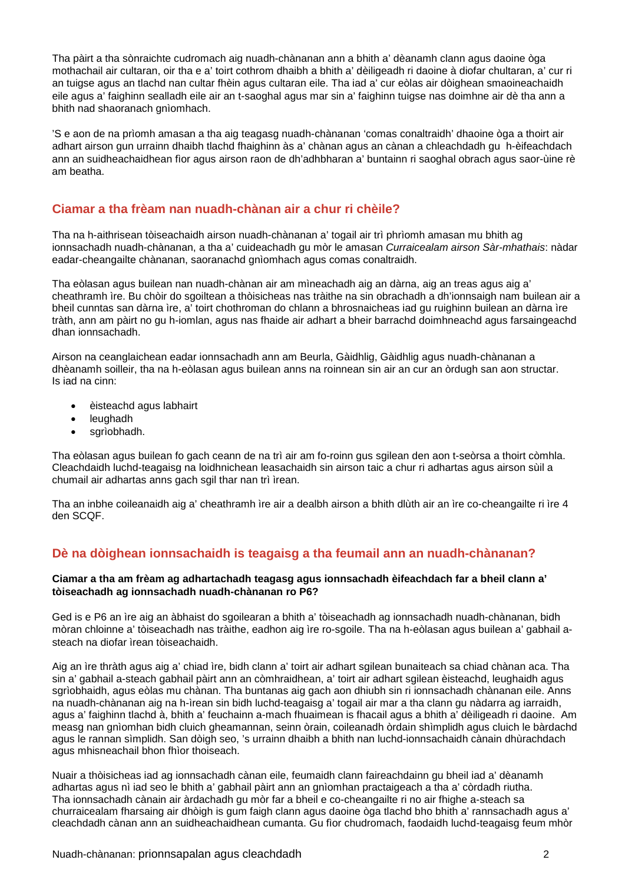Tha pàirt a tha sònraichte cudromach aig nuadh-chànanan ann a bhith a' dèanamh clann agus daoine òga mothachail air cultaran, oir tha e a' toirt cothrom dhaibh a bhith a' dèiligeadh ri daoine à diofar chultaran, a' cur ri an tuigse agus an tlachd nan cultar fhèin agus cultaran eile. Tha iad a' cur eòlas air dòighean smaoineachaidh eile agus a' faighinn sealladh eile air an t-saoghal agus mar sin a' faighinn tuigse nas doimhne air dè tha ann a bhith nad shaoranach gnìomhach.

'S e aon de na prìomh amasan a tha aig teagasg nuadh-chànanan 'comas conaltraidh' dhaoine òga a thoirt air adhart airson gun urrainn dhaibh tlachd fhaighinn às a' chànan agus an cànan a chleachdadh gu h-èifeachdach ann an suidheachaidhean fìor agus airson raon de dh'adhbharan a' buntainn ri saoghal obrach agus saor-ùine rè am beatha.

## Ciamar a tha frèam nan nuadh-chànan air a chur ri chèile?

Tha na h-aithrisean tòiseachaidh airson nuadh-chànanan a' togail air trì phrìomh amasan mu bhith ag ionnsachadh nuadh-chànanan, a tha a' cuideachadh gu mòr le amasan *Curraicealam airson Sàr-mhathais*: nàdar eadar-cheangailte chànanan, saoranachd gnìomhach agus comas conaltraidh.

Tha eòlasan agus builean nan nuadh-chànan air am mìneachadh aig an dàrna, aig an treas agus aig a' cheathramh ìre. Bu chòir do sgoiltean a thòisicheas nas tràithe na sin obrachadh a dh'ionnsaigh nam builean air a bheil cunntas san dàrna ìre, a' toirt chothroman do chlann a bhrosnaicheas iad gu ruighinn builean an dàrna ìre tràth, ann am pàirt no gu h-iomlan, agus nas fhaide air adhart a bheir barrachd doimhneachd agus farsaingeachd dhan ionnsachadh.

Airson na ceanglaichean eadar ionnsachadh ann am Beurla, Gàidhlig, Gàidhlig agus nuadh-chànanan a dhèanamh soilleir, tha na h-eòlasan agus builean anns na roinnean sin air an cur an òrdugh san aon structar. Is iad na cinn:

- èisteachd agus labhairt
- leughadh
- sgrìobhadh.

Tha eòlasan agus builean fo gach ceann de na trì air am fo-roinn gus sgilean den aon t-seòrsa a thoirt còmhla. Cleachdaidh luchd-teagaisg na loidhnichean leasachaidh sin airson taic a chur ri adhartas agus airson sùil a chumail air adhartas anns gach sgil thar nan trì ìrean.

Tha an inbhe coileanaidh aig a' cheathramh ìre air a dealbh airson a bhith dlùth air an ìre co-cheangailte ri ìre 4 den SCQF.

## Dè na dòighean ionnsachaidh is teagaisg a tha feumail ann an nuadh-chànanan?

**Ciamar a tha am frèam ag adhartachadh teagasg agus ionnsachadh èifeachdach far a bheil clann a' tòiseachadh ag ionnsachadh nuadh-chànanan ro P6?**

Ged is e P6 an ìre aig an àbhaist do sgoilearan a bhith a' tòiseachadh ag ionnsachadh nuadh-chànanan, bidh mòran chloinne a' tòiseachadh nas tràithe, eadhon aig ìre ro-sgoile. Tha na h-eòlasan agus builean a' gabhail a-steach na diofar ìrean tòiseachaidh.

Aig an ìre thràth agus aig a' chiad ìre, bidh clann a' toirt air adhart sgilean bunaiteach sa chiad chànan aca. Tha sin a' gabhail a-steach gabhail pàirt ann an còmhraidhean, a' toirt air adhart sgilean èisteachd, leughaidh agus sgrìobhaidh, agus eòlas mu chànan. Tha buntanas aig gach aon dhiubh sin ri ionnsachadh chànanan eile. Anns na nuadh-chànanan aig na h-ìrean sin bidh luchd-teagaisg a' togail air mar a tha clann gu nàdarra ag iarraidh, agus a' faighinn tlachd à, bhith a' feuchainn a-mach fhuaimean is fhacail agus a bhith a' dèiligeadh ri daoine. Am measg nan gnìomhan bidh cluich gheamannan, seinn òrain, coileanadh òrdain shìmplidh agus cluich le bàrdachd agus le rannan sìmplidh. San dòigh seo, 's urrainn dhaibh a bhith nan luchd-ionnsachaidh cànain dhùrachdach agus mhisneachail bhon fhìor thoiseach.

Nuair a thòisicheas iad ag ionnsachadh cànan eile, feumaidh clann faireachdainn gu bheil iad a' dèanamh adhartas agus nì iad seo le bhith a' gabhail pàirt ann an gnìomhan practaigeach a tha a' còrdadh riutha. Tha ionnsachadh cànain air àrdachadh gu mòr far a bheil e co-cheangailte ri no air fhighe a-steach sa churraicealam fharsaing air dhòigh is gum faigh clann agus daoine òga tlachd bho bhith a' rannsachadh agus a' cleachdadh cànan ann an suidheachaidhean cumanta. Gu fìor chudromach, faodaidh luchd-teagaisg feum mhòr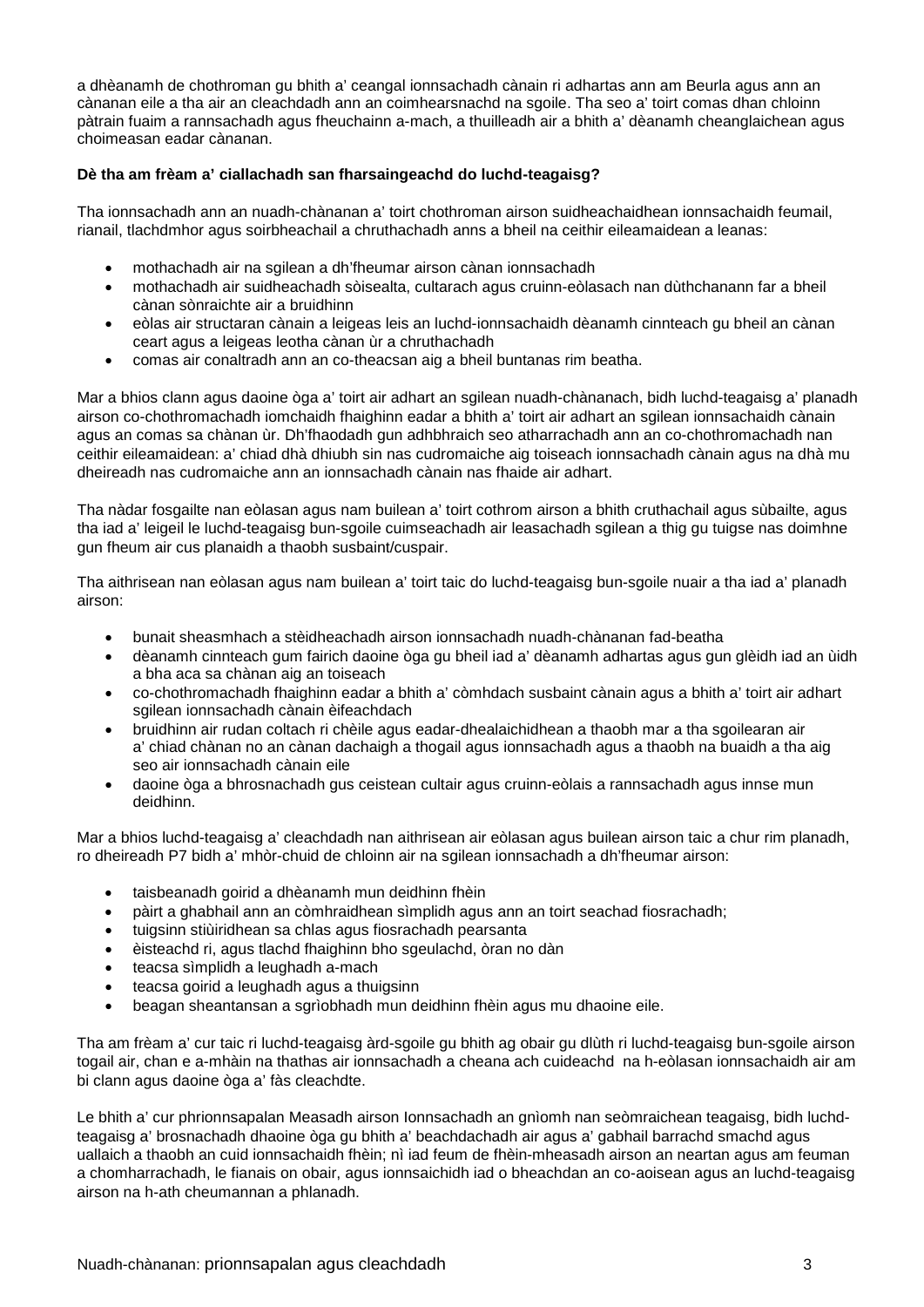a dhèanamh de chothroman gu bhith a' ceangal ionnsachadh cànain ri adhartas ann am Beurla agus ann an cànanan eile a tha air an cleachdadh ann an coimhearsnachd na sgoile. Tha seo a' toirt comas dhan chloinn pàtrain fuaim a rannsachadh agus fheuchainn a-mach, a thuilleadh air a bhith a' dèanamh cheanglaichean agus choimeasan eadar cànanan.

**Dè tha am frèam a' ciallachadh san fharsaingeachd do luchd-teagaisg?**

Tha ionnsachadh ann an nuadh-chànanan a' toirt chothroman airson suidheachaidhean ionnsachaidh feumail, rianail, tlachdmhor agus soirbheachail a chruthachadh anns a bheil na ceithir eileamaidean a leanas:

- mothachadh air na sgilean a dh'fheumar airson cànan ionnsachadh
- mothachadh air suidheachadh sòisealta, cultarach agus cruinn-eòlasach nan dùthchanann far a bheil cànan sònraichte air a bruidhinn
- eòlas air structaran cànain a leigeas leis an luchd-ionnsachaidh dèanamh cinnteach gu bheil an cànan ceart agus a leigeas leotha cànan ùr a chruthachadh
- comas air conaltradh ann an co-theacsan aig a bheil buntanas rim beatha.

Mar a bhios clann agus daoine òga a' toirt air adhart an sgilean nuadh-chànanach, bidh luchd-teagaisg a' planadh airson co-chothromachadh iomchaidh fhaighinn eadar a bhith a' toirt air adhart an sgilean ionnsachaidh cànain agus an comas sa chànan ùr. Dh'fhaodadh gun adhbhraich seo atharrachadh ann an co-chothromachadh nan ceithir eileamaidean: a' chiad dhà dhiubh sin nas cudromaiche aig toiseach ionnsachadh cànain agus na dhà mu dheireadh nas cudromaiche ann an ionnsachadh cànain nas fhaide air adhart.

Tha nàdar fosgailte nan eòlasan agus nam builean a' toirt cothrom airson a bhith cruthachail agus sùbailte, agus tha iad a' leigeil le luchd-teagaisg bun-sgoile cuimseachadh air leasachadh sgilean a thig gu tuigse nas doimhne gun fheum air cus planaidh a thaobh susbaint/cuspair.

Tha aithrisean nan eòlasan agus nam builean a' toirt taic do luchd-teagaisg bun-sgoile nuair a tha iad a' planadh airson:

- bunait sheasmhach a stèidheachadh airson ionnsachadh nuadh-chànanan fad-beatha
- dèanamh cinnteach gum fairich daoine òga gu bheil iad a' dèanamh adhartas agus gun glèidh iad an ùidh a bha aca sa chànan aig an toiseach
- co-chothromachadh fhaighinn eadar a bhith a' còmhdach susbaint cànain agus a bhith a' toirt air adhart sgilean ionnsachadh cànain èifeachdach
- bruidhinn air rudan coltach ri chèile agus eadar-dhealaichidhean a thaobh mar a tha sgoilearan air a' chiad chànan no an cànan dachaigh a thogail agus ionnsachadh agus a thaobh na buaidh a tha aig seo air ionnsachadh cànain eile
- daoine òga a bhrosnachadh gus ceistean cultair agus cruinn-eòlais a rannsachadh agus innse mun deidhinn.

Mar a bhios luchd-teagaisg a' cleachdadh nan aithrisean air eòlasan agus builean airson taic a chur rim planadh, ro dheireadh P7 bidh a' mhòr-chuid de chloinn air na sgilean ionnsachadh a dh'fheumar airson:

- taisbeanadh goirid a dhèanamh mun deidhinn fhèin
- pàirt a ghabhail ann an còmhraidhean sìmplidh agus ann an toirt seachad fiosrachadh;
- tuigsinn stiùiridhean sa chlas agus fiosrachadh pearsanta
- èisteachd ri, agus tlachd fhaighinn bho sgeulachd, òran no dàn
- teacsa sìmplidh a leughadh a-mach
- teacsa goirid a leughadh agus a thuigsinn
- beagan sheantansan a sgrìobhadh mun deidhinn fhèin agus mu dhaoine eile.

Tha am frèam a' cur taic ri luchd-teagaisg àrd-sgoile gu bhith ag obair gu dlùth ri luchd-teagaisg bun-sgoile airson togail air, chan e a-mhàin na thathas air ionnsachadh a cheana ach cuideachd na h-eòlasan ionnsachaidh air am bi clann agus daoine òga a' fàs cleachdte.

Le bhith a' cur phrionnsapalan Measadh airson Ionnsachadh an gnìomh nan seòmraichean teagaisg, bidh luchd-teagaisg a' brosnachadh dhaoine òga gu bhith a' beachdachadh air agus a' gabhail barrachd smachd agus uallaich a thaobh an cuid ionnsachaidh fhèin; nì iad feum de fhèin-mheasadh airson an neartan agus am feuman a chomharrachadh, le fianais on obair, agus ionnsaichidh iad o bheachdan an co-aoisean agus an luchd-teagaisg airson na h-ath cheumannan a phlanadh.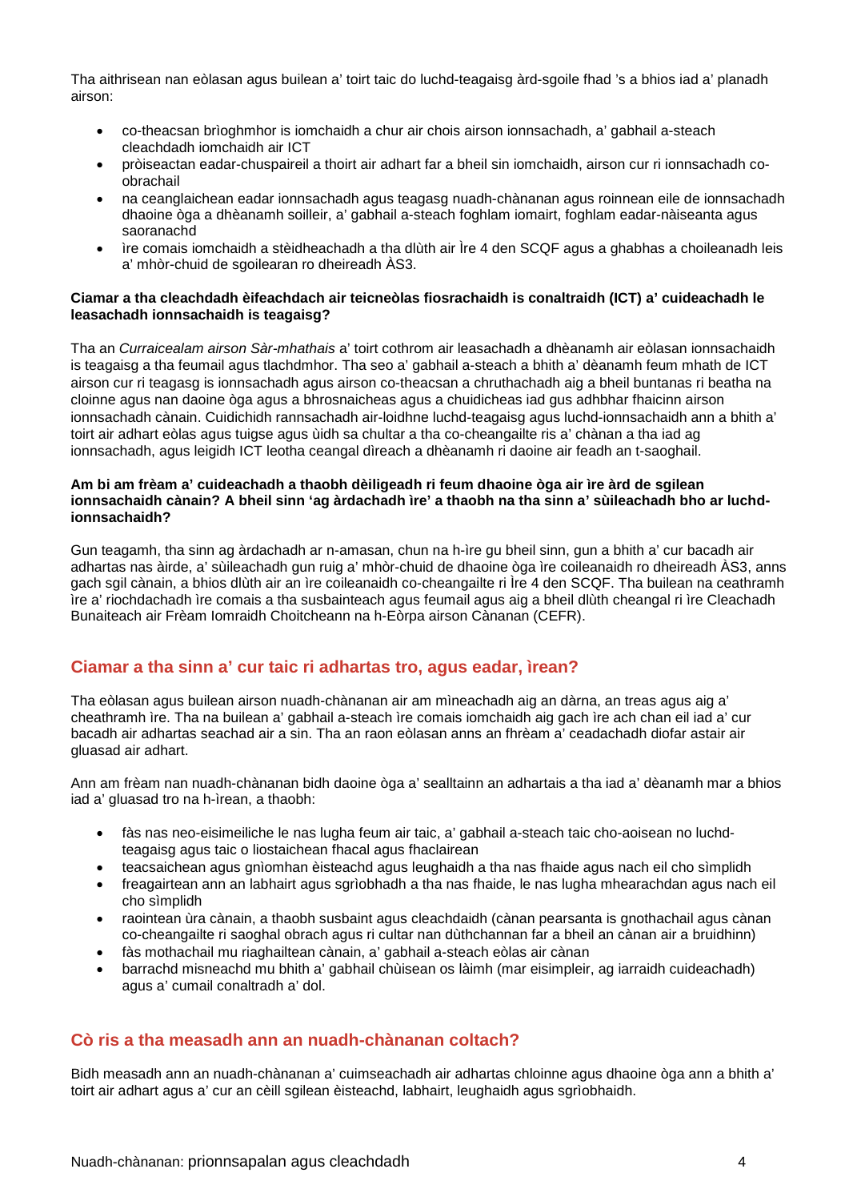Tha aithrisean nan eòlasan agus builean a' toirt taic do luchd-teagaisg àrd-sgoile fhad 's a bhios iad a' planadh airson:

- co-theacsan brìoghmhor is iomchaidh a chur air chois airson ionnsachadh, a' gabhail a-steach cleachdadh iomchaidh air ICT
- pròiseactan eadar-chuspaireil a thoirt air adhart far a bheil sin iomchaidh, airson cur ri ionnsachadh co-obrachail
- na ceanglaichean eadar ionnsachadh agus teagasg nuadh-chànanan agus roinnean eile de ionnsachadh dhaoine òga a dhèanamh soilleir, a' gabhail a-steach foghlam iomairt, foghlam eadar-nàiseanta agus saoranachd
- ìre comais iomchaidh a stèidheachadh a tha dlùth air Ìre 4 den SCQF agus a ghabhas a choileanadh leis a' mhòr-chuid de sgoilearan ro dheireadh ÀS3.

**Ciamar a tha cleachdadh èifeachdach air teicneòlas fiosrachaidh is conaltraidh (ICT) a' cuideachadh le leasachadh ionnsachaidh is teagaisg?**

Tha an *Curraicealam airson Sàr-mhathais* a' toirt cothrom air leasachadh a dhèanamh air eòlasan ionnsachaidh is teagaisg a tha feumail agus tlachdmhor. Tha seo a' gabhail a-steach a bhith a' dèanamh feum mhath de ICT airson cur ri teagasg is ionnsachadh agus airson co-theacsan a chruthachadh aig a bheil buntanas ri beatha na cloinne agus nan daoine òga agus a bhrosnaicheas agus a chuidicheas iad gus adhbhar fhaicinn airson ionnsachadh cànain. Cuidichidh rannsachadh air-loidhne luchd-teagaisg agus luchd-ionnsachaidh ann a bhith a' toirt air adhart eòlas agus tuigse agus ùidh sa chultar a tha co-cheangailte ris a' chànan a tha iad ag ionnsachadh, agus leigidh ICT leotha ceangal dìreach a dhèanamh ri daoine air feadh an t-saoghail.

**Am bi am frèam a' cuideachadh a thaobh dèiligeadh ri feum dhaoine òga air ìre àrd de sgilean ionnsachaidh cànain? A bheil sinn 'ag àrdachadh ìre' a thaobh na tha sinn a' sùileachadh bho ar luchd-ionnsachaidh?**

Gun teagamh, tha sinn ag àrdachadh ar n-amasan, chun na h-ìre gu bheil sinn, gun a bhith a' cur bacadh air adhartas nas àirde, a' sùileachadh gun ruig a' mhòr-chuid de dhaoine òga ìre coileanaidh ro dheireadh ÀS3, anns gach sgil cànain, a bhios dlùth air an ìre coileanaidh co-cheangailte ri Ìre 4 den SCQF. Tha builean na ceathramh ìre a' riochdachadh ìre comais a tha susbainteach agus feumail agus aig a bheil dlùth cheangal ri ìre Cleachadh Bunaiteach air Frèam Iomraidh Choitcheann na h-Eòrpa airson Cànanan (CEFR).

## Ciamar a tha sinn a' cur taic ri adhartas tro, agus eadar, ìrean?

Tha eòlasan agus builean airson nuadh-chànanan air am mìneachadh aig an dàrna, an treas agus aig a' cheathramh ìre. Tha na builean a' gabhail a-steach ìre comais iomchaidh aig gach ìre ach chan eil iad a' cur bacadh air adhartas seachad air a sin. Tha an raon eòlasan anns an fhrèam a' ceadachadh diofar astair air gluasad air adhart.

Ann am frèam nan nuadh-chànanan bidh daoine òga a' sealltainn an adhartais a tha iad a' dèanamh mar a bhios iad a' gluasad tro na h-ìrean, a thaobh:

- fàs nas neo-eisimeiliche le nas lugha feum air taic, a' gabhail a-steach taic cho-aoisean no luchd-teagaisg agus taic o liostaichean fhacal agus fhaclairean
- teacsaichean agus gnìomhan èisteachd agus leughaidh a tha nas fhaide agus nach eil cho sìmplidh
- freagairtean ann an labhairt agus sgrìobhadh a tha nas fhaide, le nas lugha mhearachdan agus nach eil cho sìmplidh
- raointean ùra cànain, a thaobh susbaint agus cleachdaidh (cànan pearsanta is gnothachail agus cànan co-cheangailte ri saoghal obrach agus ri cultar nan dùthchannan far a bheil an cànan air a bruidhinn)
- fàs mothachail mu riaghailtean cànain, a' gabhail a-steach eòlas air cànan
- barrachd misneachd mu bhith a' gabhail chùisean os làimh (mar eisimpleir, ag iarraidh cuideachadh) agus a' cumail conaltradh a' dol.

## Cò ris a tha measadh ann an nuadh-chànanan coltach?

Bidh measadh ann an nuadh-chànanan a' cuimseachadh air adhartas chloinne agus dhaoine òga ann a bhith a' toirt air adhart agus a' cur an cèill sgilean èisteachd, labhairt, leughaidh agus sgrìobhaidh.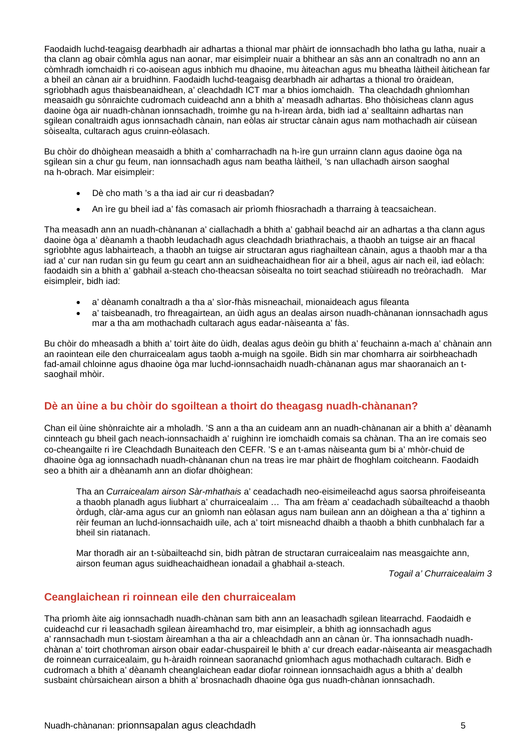Faodaidh luchd-teagaisg dearbhadh air adhartas a thional mar phàirt de ionnsachadh bho latha gu latha, nuair a tha clann ag obair còmhla agus nan aonar, mar eisimpleir nuair a bhithear an sàs ann an conaltradh no ann an còmhradh iomchaidh ri co-aoisean agus inbhich mu dhaoine, mu àiteachan agus mu bheatha làitheil àitichean far a bheil an cànan air a bruidhinn. Faodaidh luchd-teagaisg dearbhadh air adhartas a thional tro òraidean, sgrìobhadh agus thaisbeanaidhean, a' cleachdadh ICT mar a bhios iomchaidh. Tha cleachdadh ghnìomhan measaidh gu sònraichte cudromach cuideachd ann a bhith a' measadh adhartas. Bho thòisicheas clann agus daoine òga air nuadh-chànan ionnsachadh, troimhe gu na h-ìrean àrda, bidh iad a' sealltainn adhartas nan sgilean conaltraidh agus ionnsachadh cànain, nan eòlas air structar cànain agus nam mothachadh air cùisean sòisealta, cultarach agus cruinn-eòlasach.

Bu chòir do dhòighean measaidh a bhith a' comharrachadh na h-ìre gun urrainn clann agus daoine òga na sgilean sin a chur gu feum, nan ionnsachadh agus nam beatha làitheil, 's nan ullachadh airson saoghal na h-obrach. Mar eisimpleir:

- Dè cho math 's a tha iad air cur ri deasbadan?
- An ìre gu bheil iad a' fàs comasach air prìomh fhiosrachadh a tharraing à teacsaichean.

Tha measadh ann an nuadh-chànanan a' ciallachadh a bhith a' gabhail beachd air an adhartas a tha clann agus daoine òga a' dèanamh a thaobh leudachadh agus cleachdadh briathrachais, a thaobh an tuigse air an fhacal sgrìobhte agus labhairteach, a thaobh an tuigse air structaran agus riaghailtean cànain, agus a thaobh mar a tha iad a' cur nan rudan sin gu feum gu ceart ann an suidheachaidhean fìor air a bheil, agus air nach eil, iad eòlach: faodaidh sin a bhith a' gabhail a-steach cho-theacsan sòisealta no toirt seachad stiùireadh no treòrachadh. Mar eisimpleir, bidh iad:

- a' dèanamh conaltradh a tha a' sìor-fhàs misneachail, mionaideach agus fileanta
- a' taisbeanadh, tro fhreagairtean, an ùidh agus an dealas airson nuadh-chànanan ionnsachadh agus mar a tha am mothachadh cultarach agus eadar-nàiseanta a' fàs.

Bu chòir do mheasadh a bhith a' toirt àite do ùidh, dealas agus deòin gu bhith a' feuchainn a-mach a' chànain ann an raointean eile den churraicealam agus taobh a-muigh na sgoile. Bidh sin mar chomharra air soirbheachadh fad-ama il chloinne agus dhaoine òga mar luchd-ionnsachaidh nuadh-chànanan agus mar shaoranaich an t-saoghail mhòir.

## Dè an ùine a bu chòir do sgoiltean a thoirt do theagasg nuadh-chànanan?

Chan eil ùine shònraichte air a mholadh. 'S ann a tha an cuideam ann an nuadh-chànanan air a bhith a' dèanamh cinnteach gu bheil gach neach-ionnsachaidh a' ruighinn ìre iomchaidh comais sa chànan. Tha an ìre comais seo co-cheangailte ri ìre Cleachdadh Bunaiteach den CEFR. 'S e an t-amas nàiseanta gum bi a' mhòr-chuid de dhaoine òga ag ionnsachadh nuadh-chànanan chun na treas ìre mar phàirt de fhoghlam coitcheann. Faodaidh seo a bhith air a dhèanamh ann an diofar dhòighean:

> Tha an *Curraicealam airson Sàr-mhathais* a' ceadachadh neo-eisimeileachd agus saorsa phroifeiseanta a thaobh planadh agus liubhart a' churraicealaim … Tha am frèam a' ceadachadh sùbailteachd a thaobh òrdugh, clàr-ama agus cur an gnìomh nan eòlasan agus nam builean ann an dòighean a tha a' tighinn a rèir feuman an luchd-ionnsachaidh uile, ach a' toirt misneachd dhaibh a thaobh a bhith cunbhalach far a bheil sin riatanach.
>
> Mar thoradh air an t-sùbailteachd sin, bidh pàtran de structaran curraicealaim nas measgaichte ann, airson feuman agus suidheachaidhean ionadail a ghabhail a-steach.
>
> *Togail a' Churraicealaim 3*

## Ceanglaichean ri roinnean eile den churraicealam

Tha prìomh àite aig ionnsachadh nuadh-chànan sam bith ann an leasachadh sgilean litearrachd. Faodaidh e cuideachd cur ri leasachadh sgilean àireamhachd tro, mar eisimpleir, a bhith ag ionnsachadh agus a' rannsachadh mun t-siostam àireamhan a tha air a chleachdadh ann an cànan ùr. Tha ionnsachadh nuadh-chànan a' toirt chothroman airson obair eadar-chuspaireil le bhith a' cur dreach eadar-nàiseanta air measgachadh de roinnean curraicealaim, gu h-àraidh roinnean saoranachd gnìomhach agus mothachadh cultarach. Bidh e cudromach a bhith a' dèanamh cheanglaichean eadar diofar roinnean ionnsachaidh agus a bhith a' dealbh susbaint chùrsaichean airson a bhith a' brosnachadh dhaoine òga gus nuadh-chànan ionnsachadh.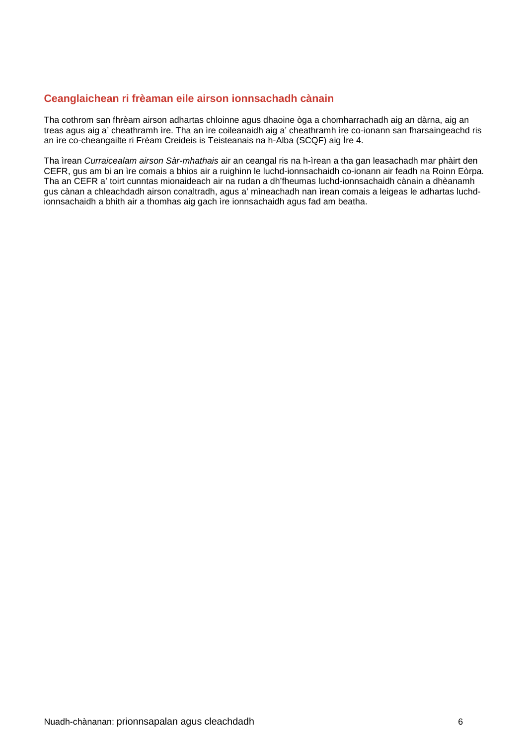## Ceanglaichean ri frèaman eile airson ionnsachadh cànain

Tha cothrom san fhrèam airson adhartas chloinne agus dhaoine òga a chomharrachadh aig an dàrna, aig an treas agus aig a' cheathramh ìre. Tha an ìre coileanaidh aig a' cheathramh ìre co-ionann san fharsaingeachd ris an ìre co-cheangailte ri Frèam Creideis is Teisteanais na h-Alba (SCQF) aig Ìre 4.

Tha ìrean *Curraicealam airson Sàr-mhathais* air an ceangal ris na h-ìrean a tha gan leasachadh mar phàirt den CEFR, gus am bi an ìre comais a bhios air a ruighinn le luchd-ionnsachaidh co-ionann air feadh na Roinn Eòrpa. Tha an CEFR a' toirt cunntas mionaideach air na rudan a dh'fheumas luchd-ionnsachaidh cànain a dhèanamh gus cànan a chleachdadh airson conaltradh, agus a' mìneachadh nan ìrean comais a leigeas le adhartas luchd-ionnsachaidh a bhith air a thomhas aig gach ìre ionnsachaidh agus fad am beatha.